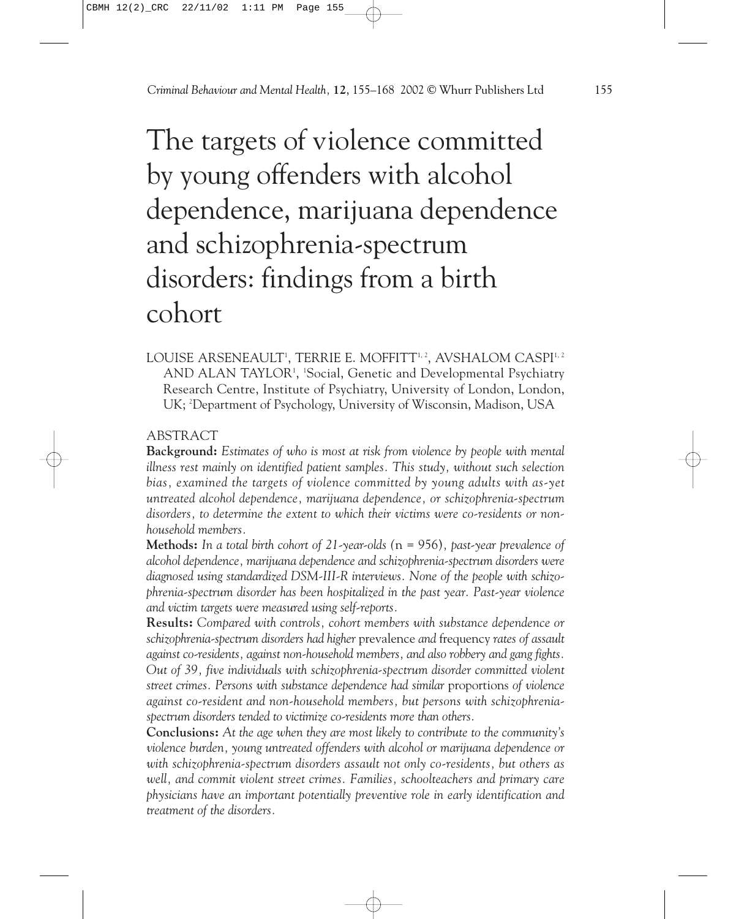# The targets of violence committed by young offenders with alcohol dependence, marijuana dependence and schizophrenia-spectrum disorders: findings from a birth cohort

LOUISE ARSENEAULT[1], TERRIE E. MOFFITT[1,2], AVSHALOM CASPI[1,2] AND ALAN TAYLOR[1], [1]Social, Genetic and Developmental Psychiatry Research Centre, Institute of Psychiatry, University of London, London, UK; [2]Department of Psychology, University of Wisconsin, Madison, USA

## ABSTRACT

**Background:** *Estimates of who is most at risk from violence by people with mental illness rest mainly on identified patient samples. This study, without such selection bias, examined the targets of violence committed by young adults with as-yet untreated alcohol dependence, marijuana dependence, or schizophrenia-spectrum disorders, to determine the extent to which their victims were co-residents or non-household members.*

**Methods:** *In a total birth cohort of 21-year-olds (*n *= 956), past-year prevalence of alcohol dependence, marijuana dependence and schizophrenia-spectrum disorders were diagnosed using standardized DSM-III-R interviews. None of the people with schizophrenia-spectrum disorder has been hospitalized in the past year. Past-year violence and victim targets were measured using self-reports.*

**Results:** *Compared with controls, cohort members with substance dependence or schizophrenia-spectrum disorders had higher* prevalence *and* frequency *rates of assault against co-residents, against non-household members, and also robbery and gang fights. Out of 39, five individuals with schizophrenia-spectrum disorder committed violent street crimes. Persons with substance dependence had similar* proportions *of violence against co-resident and non-household members, but persons with schizophrenia-spectrum disorders tended to victimize co-residents more than others.*

**Conclusions:** *At the age when they are most likely to contribute to the community's violence burden, young untreated offenders with alcohol or marijuana dependence or with schizophrenia-spectrum disorders assault not only co-residents, but others as well, and commit violent street crimes. Families, schoolteachers and primary care physicians have an important potentially preventive role in early identification and treatment of the disorders.*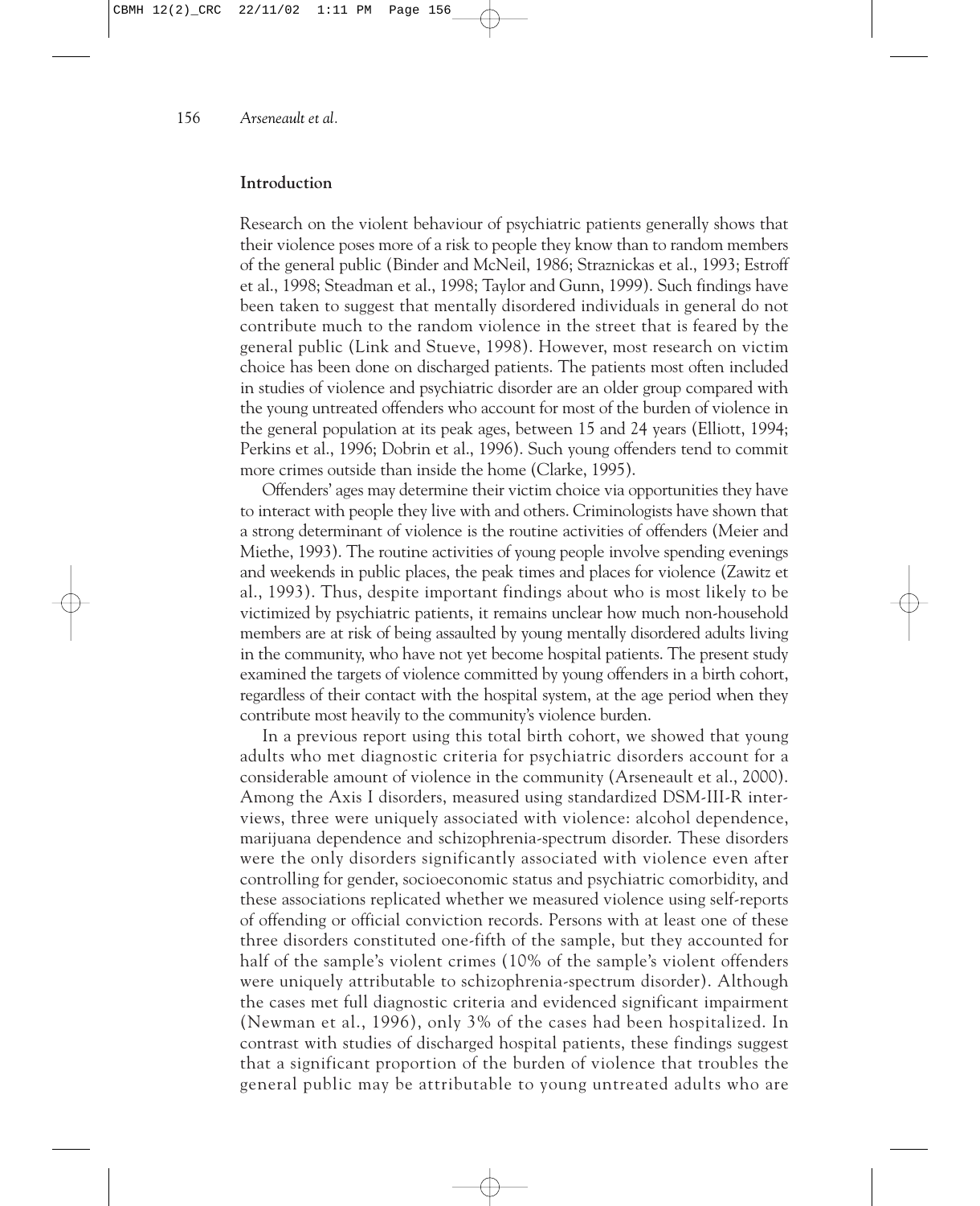## Introduction

Research on the violent behaviour of psychiatric patients generally shows that their violence poses more of a risk to people they know than to random members of the general public (Binder and McNeil, 1986; Straznickas et al., 1993; Estroff et al., 1998; Steadman et al., 1998; Taylor and Gunn, 1999). Such findings have been taken to suggest that mentally disordered individuals in general do not contribute much to the random violence in the street that is feared by the general public (Link and Stueve, 1998). However, most research on victim choice has been done on discharged patients. The patients most often included in studies of violence and psychiatric disorder are an older group compared with the young untreated offenders who account for most of the burden of violence in the general population at its peak ages, between 15 and 24 years (Elliott, 1994; Perkins et al., 1996; Dobrin et al., 1996). Such young offenders tend to commit more crimes outside than inside the home (Clarke, 1995).

Offenders' ages may determine their victim choice via opportunities they have to interact with people they live with and others. Criminologists have shown that a strong determinant of violence is the routine activities of offenders (Meier and Miethe, 1993). The routine activities of young people involve spending evenings and weekends in public places, the peak times and places for violence (Zawitz et al., 1993). Thus, despite important findings about who is most likely to be victimized by psychiatric patients, it remains unclear how much non-household members are at risk of being assaulted by young mentally disordered adults living in the community, who have not yet become hospital patients. The present study examined the targets of violence committed by young offenders in a birth cohort, regardless of their contact with the hospital system, at the age period when they contribute most heavily to the community's violence burden.

In a previous report using this total birth cohort, we showed that young adults who met diagnostic criteria for psychiatric disorders account for a considerable amount of violence in the community (Arseneault et al., 2000). Among the Axis I disorders, measured using standardized DSM-III-R interviews, three were uniquely associated with violence: alcohol dependence, marijuana dependence and schizophrenia-spectrum disorder. These disorders were the only disorders significantly associated with violence even after controlling for gender, socioeconomic status and psychiatric comorbidity, and these associations replicated whether we measured violence using self-reports of offending or official conviction records. Persons with at least one of these three disorders constituted one-fifth of the sample, but they accounted for half of the sample's violent crimes (10% of the sample's violent offenders were uniquely attributable to schizophrenia-spectrum disorder). Although the cases met full diagnostic criteria and evidenced significant impairment (Newman et al., 1996), only 3% of the cases had been hospitalized. In contrast with studies of discharged hospital patients, these findings suggest that a significant proportion of the burden of violence that troubles the general public may be attributable to young untreated adults who are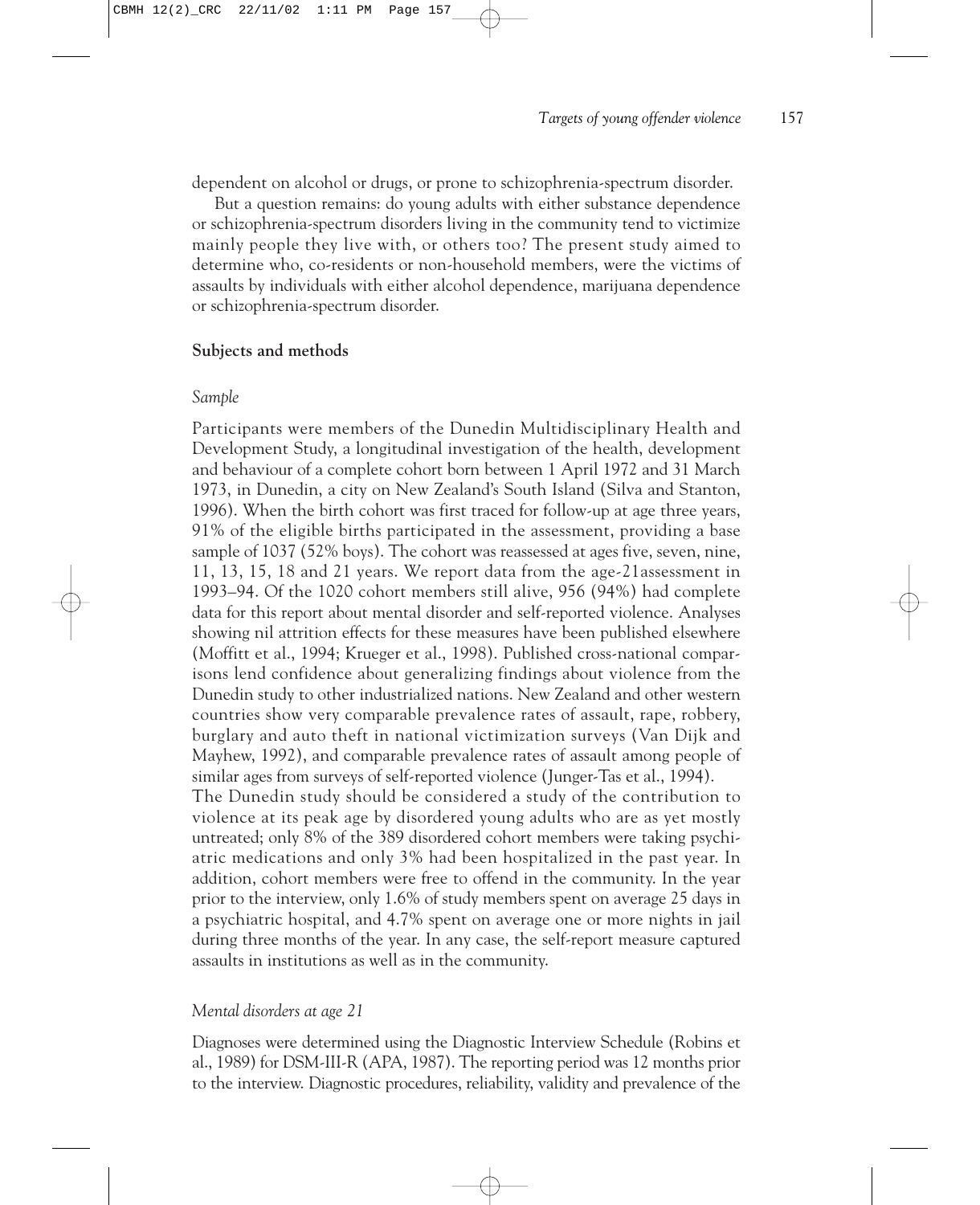dependent on alcohol or drugs, or prone to schizophrenia-spectrum disorder.

But a question remains: do young adults with either substance dependence or schizophrenia-spectrum disorders living in the community tend to victimize mainly people they live with, or others too? The present study aimed to determine who, co-residents or non-household members, were the victims of assaults by individuals with either alcohol dependence, marijuana dependence or schizophrenia-spectrum disorder.

## Subjects and methods

### *Sample*

Participants were members of the Dunedin Multidisciplinary Health and Development Study, a longitudinal investigation of the health, development and behaviour of a complete cohort born between 1 April 1972 and 31 March 1973, in Dunedin, a city on New Zealand's South Island (Silva and Stanton, 1996). When the birth cohort was first traced for follow-up at age three years, 91% of the eligible births participated in the assessment, providing a base sample of 1037 (52% boys). The cohort was reassessed at ages five, seven, nine, 11, 13, 15, 18 and 21 years. We report data from the age-21assessment in 1993–94. Of the 1020 cohort members still alive, 956 (94%) had complete data for this report about mental disorder and self-reported violence. Analyses showing nil attrition effects for these measures have been published elsewhere (Moffitt et al., 1994; Krueger et al., 1998). Published cross-national comparisons lend confidence about generalizing findings about violence from the Dunedin study to other industrialized nations. New Zealand and other western countries show very comparable prevalence rates of assault, rape, robbery, burglary and auto theft in national victimization surveys (Van Dijk and Mayhew, 1992), and comparable prevalence rates of assault among people of similar ages from surveys of self-reported violence (Junger-Tas et al., 1994).
The Dunedin study should be considered a study of the contribution to violence at its peak age by disordered young adults who are as yet mostly untreated; only 8% of the 389 disordered cohort members were taking psychiatric medications and only 3% had been hospitalized in the past year. In addition, cohort members were free to offend in the community. In the year prior to the interview, only 1.6% of study members spent on average 25 days in a psychiatric hospital, and 4.7% spent on average one or more nights in jail during three months of the year. In any case, the self-report measure captured assaults in institutions as well as in the community.

### *Mental disorders at age 21*

Diagnoses were determined using the Diagnostic Interview Schedule (Robins et al., 1989) for DSM-III-R (APA, 1987). The reporting period was 12 months prior to the interview. Diagnostic procedures, reliability, validity and prevalence of the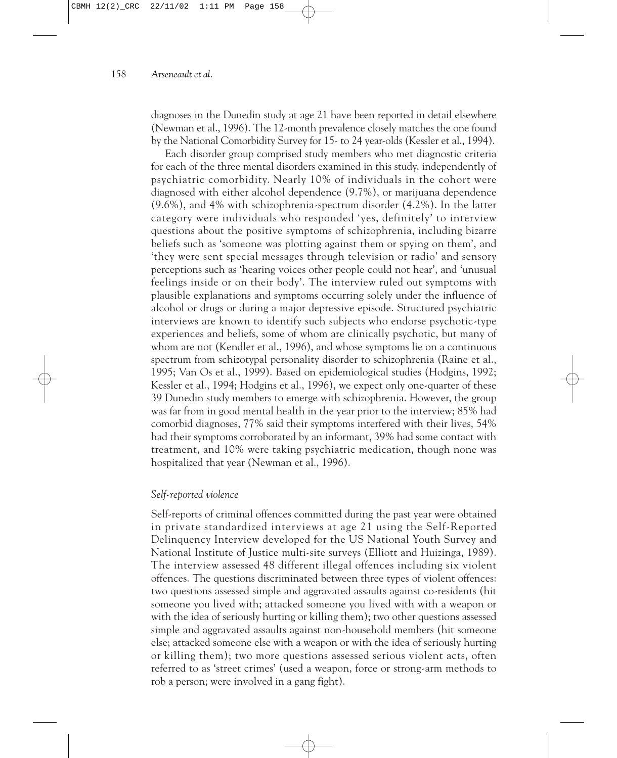diagnoses in the Dunedin study at age 21 have been reported in detail elsewhere (Newman et al., 1996). The 12-month prevalence closely matches the one found by the National Comorbidity Survey for 15- to 24 year-olds (Kessler et al., 1994).

Each disorder group comprised study members who met diagnostic criteria for each of the three mental disorders examined in this study, independently of psychiatric comorbidity. Nearly 10% of individuals in the cohort were diagnosed with either alcohol dependence (9.7%), or marijuana dependence (9.6%), and 4% with schizophrenia-spectrum disorder (4.2%). In the latter category were individuals who responded 'yes, definitely' to interview questions about the positive symptoms of schizophrenia, including bizarre beliefs such as 'someone was plotting against them or spying on them', and 'they were sent special messages through television or radio' and sensory perceptions such as 'hearing voices other people could not hear', and 'unusual feelings inside or on their body'. The interview ruled out symptoms with plausible explanations and symptoms occurring solely under the influence of alcohol or drugs or during a major depressive episode. Structured psychiatric interviews are known to identify such subjects who endorse psychotic-type experiences and beliefs, some of whom are clinically psychotic, but many of whom are not (Kendler et al., 1996), and whose symptoms lie on a continuous spectrum from schizotypal personality disorder to schizophrenia (Raine et al., 1995; Van Os et al., 1999). Based on epidemiological studies (Hodgins, 1992; Kessler et al., 1994; Hodgins et al., 1996), we expect only one-quarter of these 39 Dunedin study members to emerge with schizophrenia. However, the group was far from in good mental health in the year prior to the interview; 85% had comorbid diagnoses, 77% said their symptoms interfered with their lives, 54% had their symptoms corroborated by an informant, 39% had some contact with treatment, and 10% were taking psychiatric medication, though none was hospitalized that year (Newman et al., 1996).

### *Self-reported violence*

Self-reports of criminal offences committed during the past year were obtained in private standardized interviews at age 21 using the Self-Reported Delinquency Interview developed for the US National Youth Survey and National Institute of Justice multi-site surveys (Elliott and Huizinga, 1989). The interview assessed 48 different illegal offences including six violent offences. The questions discriminated between three types of violent offences: two questions assessed simple and aggravated assaults against co-residents (hit someone you lived with; attacked someone you lived with with a weapon or with the idea of seriously hurting or killing them); two other questions assessed simple and aggravated assaults against non-household members (hit someone else; attacked someone else with a weapon or with the idea of seriously hurting or killing them); two more questions assessed serious violent acts, often referred to as 'street crimes' (used a weapon, force or strong-arm methods to rob a person; were involved in a gang fight).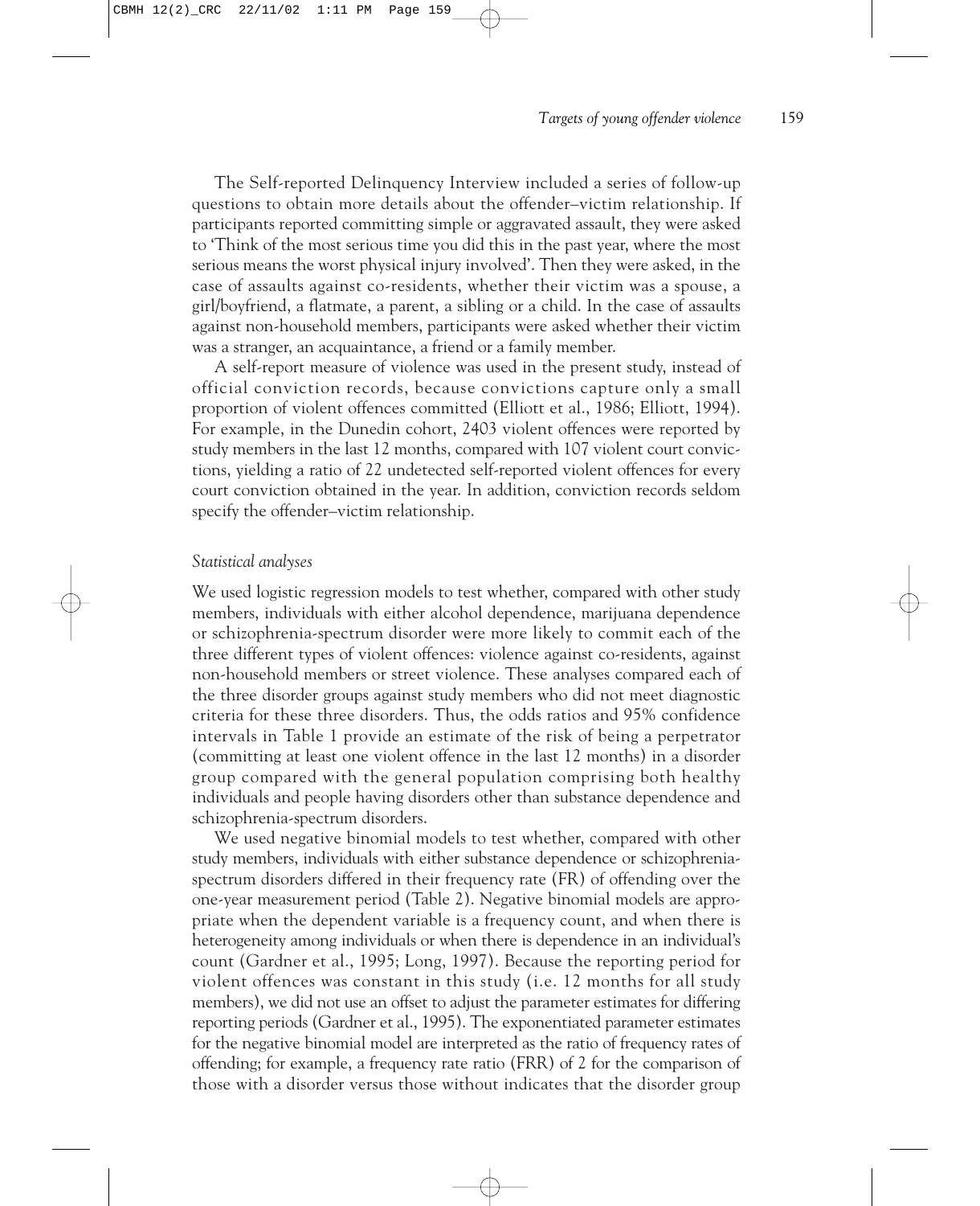The Self-reported Delinquency Interview included a series of follow-up questions to obtain more details about the offender–victim relationship. If participants reported committing simple or aggravated assault, they were asked to 'Think of the most serious time you did this in the past year, where the most serious means the worst physical injury involved'. Then they were asked, in the case of assaults against co-residents, whether their victim was a spouse, a girl/boyfriend, a flatmate, a parent, a sibling or a child. In the case of assaults against non-household members, participants were asked whether their victim was a stranger, an acquaintance, a friend or a family member.

A self-report measure of violence was used in the present study, instead of official conviction records, because convictions capture only a small proportion of violent offences committed (Elliott et al., 1986; Elliott, 1994). For example, in the Dunedin cohort, 2403 violent offences were reported by study members in the last 12 months, compared with 107 violent court convictions, yielding a ratio of 22 undetected self-reported violent offences for every court conviction obtained in the year. In addition, conviction records seldom specify the offender–victim relationship.

### *Statistical analyses*

We used logistic regression models to test whether, compared with other study members, individuals with either alcohol dependence, marijuana dependence or schizophrenia-spectrum disorder were more likely to commit each of the three different types of violent offences: violence against co-residents, against non-household members or street violence. These analyses compared each of the three disorder groups against study members who did not meet diagnostic criteria for these three disorders. Thus, the odds ratios and 95% confidence intervals in Table 1 provide an estimate of the risk of being a perpetrator (committing at least one violent offence in the last 12 months) in a disorder group compared with the general population comprising both healthy individuals and people having disorders other than substance dependence and schizophrenia-spectrum disorders.

We used negative binomial models to test whether, compared with other study members, individuals with either substance dependence or schizophrenia-spectrum disorders differed in their frequency rate (FR) of offending over the one-year measurement period (Table 2). Negative binomial models are appropriate when the dependent variable is a frequency count, and when there is heterogeneity among individuals or when there is dependence in an individual's count (Gardner et al., 1995; Long, 1997). Because the reporting period for violent offences was constant in this study (i.e. 12 months for all study members), we did not use an offset to adjust the parameter estimates for differing reporting periods (Gardner et al., 1995). The exponentiated parameter estimates for the negative binomial model are interpreted as the ratio of frequency rates of offending; for example, a frequency rate ratio (FRR) of 2 for the comparison of those with a disorder versus those without indicates that the disorder group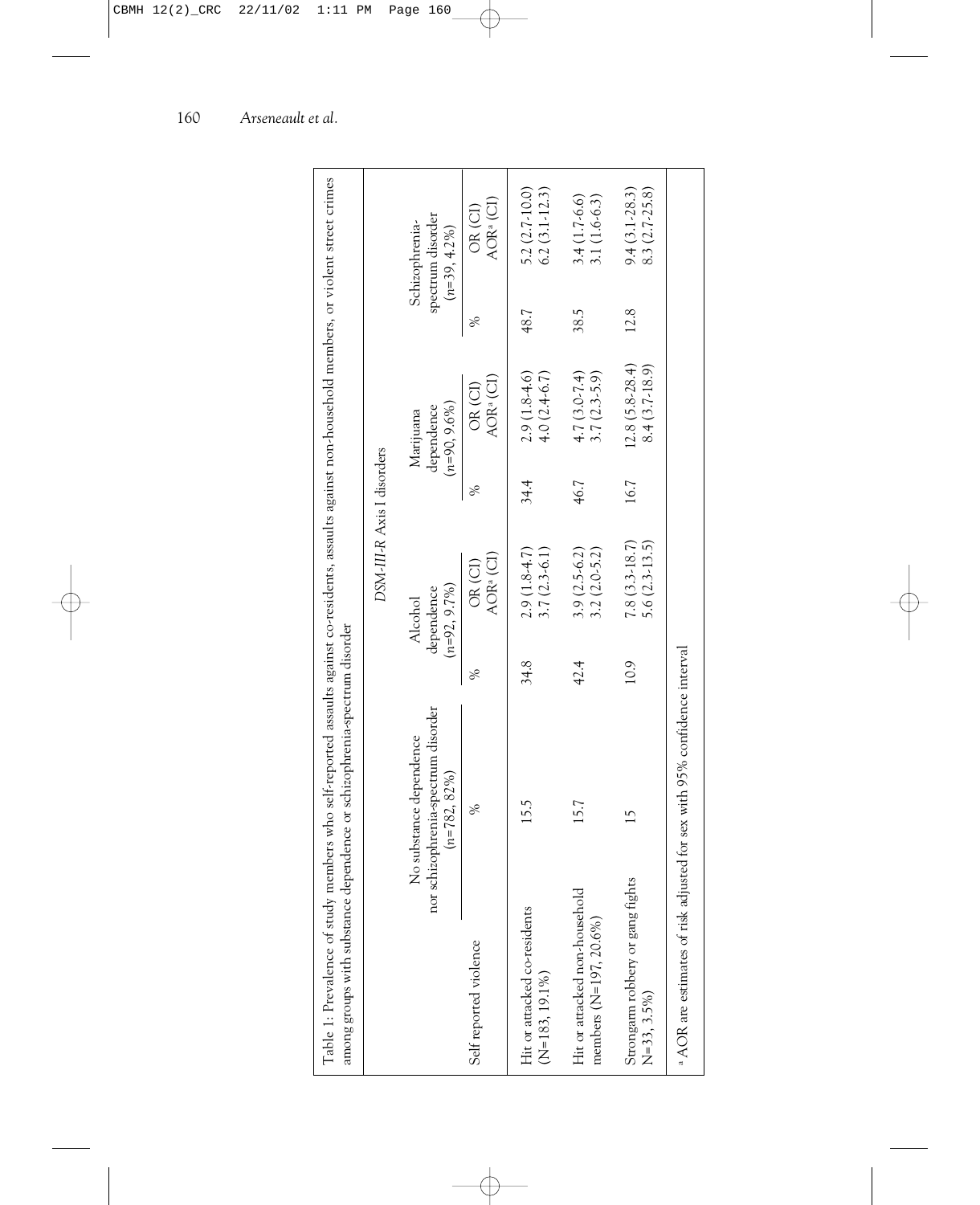Table 1: Prevalence of study members who self-reported assaults against co-residents, assaults against non-household members, or violent street crimes among groups with substance dependence or schizophrenia-spectrum disorder

| | No substance dependence nor schizophrenia-spectrum disorder (n=782, 82%) | DSM-III-R Axis I disorders | | | | | |
|---|---|---|---|---|---|---|---|
| | | Alcohol dependence (n=92, 9.7%) | | Marijuana dependence (n=90, 9.6%) | | Schizophrenia-spectrum disorder (n=39, 4.2%) | |
| Self reported violence | % | % | OR (CI) AOR[a] (CI) | % | OR (CI) AOR[a] (CI) | % | OR (CI) AOR[a] (CI) |
| Hit or attacked co-residents (N=183, 19.1%) | 15.5 | 34.8 | 2.9 (1.8-4.7) 3.7 (2.3-6.1) | 34.4 | 2.9 (1.8-4.6) 4.0 (2.4-6.7) | 48.7 | 5.2 (2.7-10.0) 6.2 (3.1-12.3) |
| Hit or attacked non-household members (N=197, 20.6%) | 15.7 | 42.4 | 3.9 (2.5-6.2) 3.2 (2.0-5.2) | 46.7 | 4.7 (3.0-7.4) 3.7 (2.3-5.9) | 38.5 | 3.4 (1.7-6.6) 3.1 (1.6-6.3) |
| Strongarm robbery or gang fights N=33, 3.5%) | 15 | 10.9 | 7.8 (3.3-18.7) 5.6 (2.3-13.5) | 16.7 | 12.8 (5.8-28.4) 8.4 (3.7-18.9) | 12.8 | 9.4 (3.1-28.3) 8.3 (2.7-25.8) |

[a] AOR are estimates of risk adjusted for sex with 95% confidence interval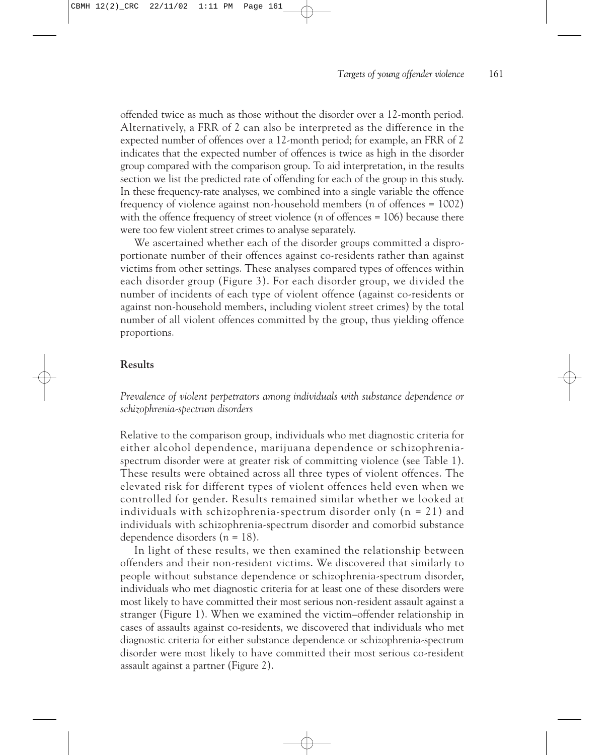offended twice as much as those without the disorder over a 12-month period. Alternatively, a FRR of 2 can also be interpreted as the difference in the expected number of offences over a 12-month period; for example, an FRR of 2 indicates that the expected number of offences is twice as high in the disorder group compared with the comparison group. To aid interpretation, in the results section we list the predicted rate of offending for each of the group in this study. In these frequency-rate analyses, we combined into a single variable the offence frequency of violence against non-household members ($n$ of offences = 1002) with the offence frequency of street violence ($n$ of offences = 106) because there were too few violent street crimes to analyse separately.

We ascertained whether each of the disorder groups committed a disproportionate number of their offences against co-residents rather than against victims from other settings. These analyses compared types of offences within each disorder group (Figure 3). For each disorder group, we divided the number of incidents of each type of violent offence (against co-residents or against non-household members, including violent street crimes) by the total number of all violent offences committed by the group, thus yielding offence proportions.

## Results

### *Prevalence of violent perpetrators among individuals with substance dependence or schizophrenia-spectrum disorders*

Relative to the comparison group, individuals who met diagnostic criteria for either alcohol dependence, marijuana dependence or schizophrenia-spectrum disorder were at greater risk of committing violence (see Table 1). These results were obtained across all three types of violent offences. The elevated risk for different types of violent offences held even when we controlled for gender. Results remained similar whether we looked at individuals with schizophrenia-spectrum disorder only (n = 21) and individuals with schizophrenia-spectrum disorder and comorbid substance dependence disorders ($n$ = 18).

In light of these results, we then examined the relationship between offenders and their non-resident victims. We discovered that similarly to people without substance dependence or schizophrenia-spectrum disorder, individuals who met diagnostic criteria for at least one of these disorders were most likely to have committed their most serious non-resident assault against a stranger (Figure 1). When we examined the victim–offender relationship in cases of assaults against co-residents, we discovered that individuals who met diagnostic criteria for either substance dependence or schizophrenia-spectrum disorder were most likely to have committed their most serious co-resident assault against a partner (Figure 2).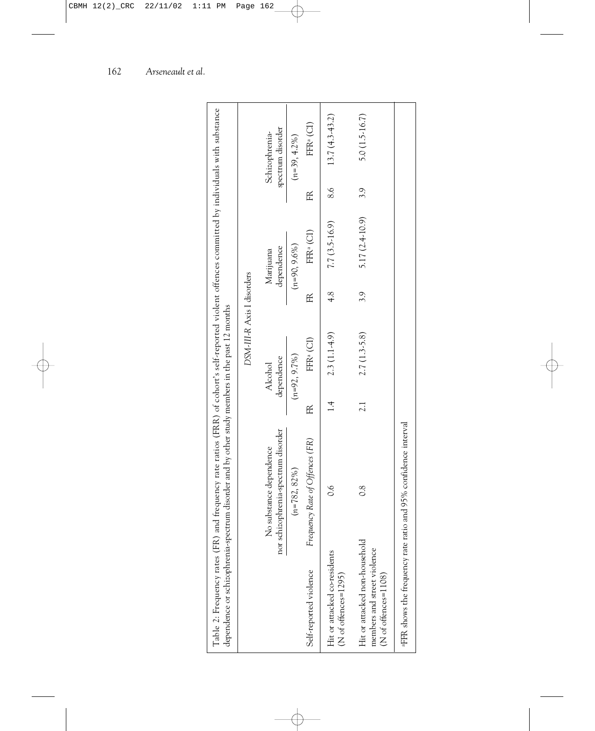Table 2: Frequency rates (FR) and frequency rate ratios (FRR) of cohort's self-reported violent offences committed by individuals with substance dependence or schizophrenia-spectrum disorder and by other study members in the past 12 months

| | No substance dependence nor schizophrenia-spectrum disorder | DSM-III-R Axis I disorders | | | | | |
|---|---|---|---|---|---|---|---|
| | | Alcohol dependence | | Marijuana dependence | | Schizophrenia-spectrum disorder | |
| | (*n*=782, 82%) | (*n*=92, 9.7%) | | (*n*=90, 9.6%) | | (*n*=39, 4.2%) | |
| Self-reported violence | *Frequency Rate of Offences (FR)* | FR | FFR[a] (CI) | FR | FFR[a] (CI) | FR | FFR[a] (CI) |
| Hit or attacked co-residents (N of offences=1295) | 0.6 | 1.4 | 2.3 (1.1-4.9) | 4.8 | 7.7 (3.5-16.9) | 8.6 | 13.7 (4.3-43.2) |
| Hit or attacked non-household members and street violence (N of offences=1108) | 0.8 | 2.1 | 2.7 (1.3-5.8) | 3.9 | 5.17 (2.4-10.9) | 3.9 | 5.0 (1.5-16.7) |

[a]FFR shows the frequency rate ratio and 95% confidence interval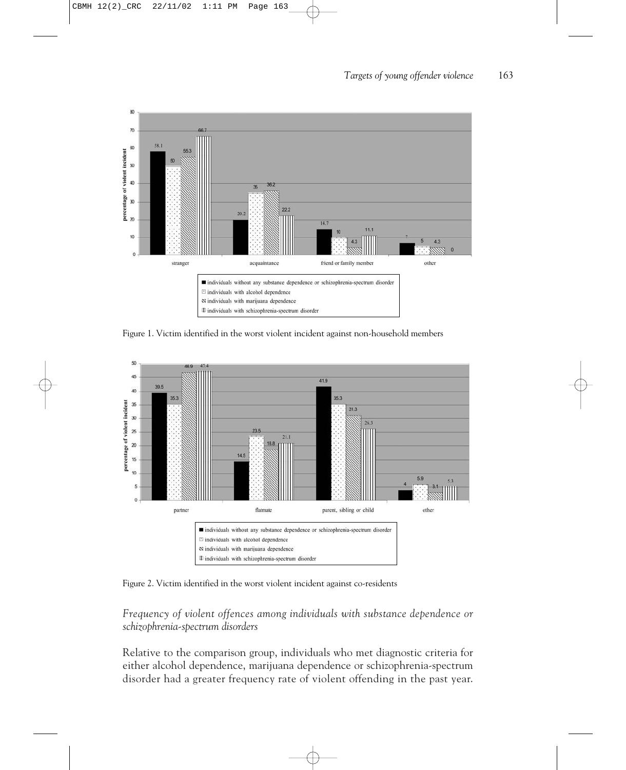80

70

60

50

40

30

20

10

0

percentage of violent incident

58.1

50

55.3

66.7

20.2

35

36.2

22.2

14.7

10

4.3

11.1

7

5

4.3

0

stranger

acquaintance

friend or family member

other

individuals without any substance dependence or schizophrenia-spectrum disorder

individuals with alcohol dependence

individuals with marijuana dependence

individuals with schizophrenia-spectrum disorder

Figure 1. Victim identified in the worst violent incident against non-household members

50

45

40

35

30

25

20

15

10

5

0

percentage of violent incident

39.5

35.3

46.9

47.4

14.5

23.5

18.8

21.1

41.9

35.3

31.3

26.3

4

5.9

3.1

5.3

partner

flatmate

parent, sibling or child

other

individuals without any substance dependence or schizophrenia-spectrum disorder

individuals with alcohol dependence

individuals with marijuana dependence

individuals with schizophrenia-spectrum disorder

Figure 2. Victim identified in the worst violent incident against co-residents

### *Frequency of violent offences among individuals with substance dependence or schizophrenia-spectrum disorders*

Relative to the comparison group, individuals who met diagnostic criteria for either alcohol dependence, marijuana dependence or schizophrenia-spectrum disorder had a greater frequency rate of violent offending in the past year.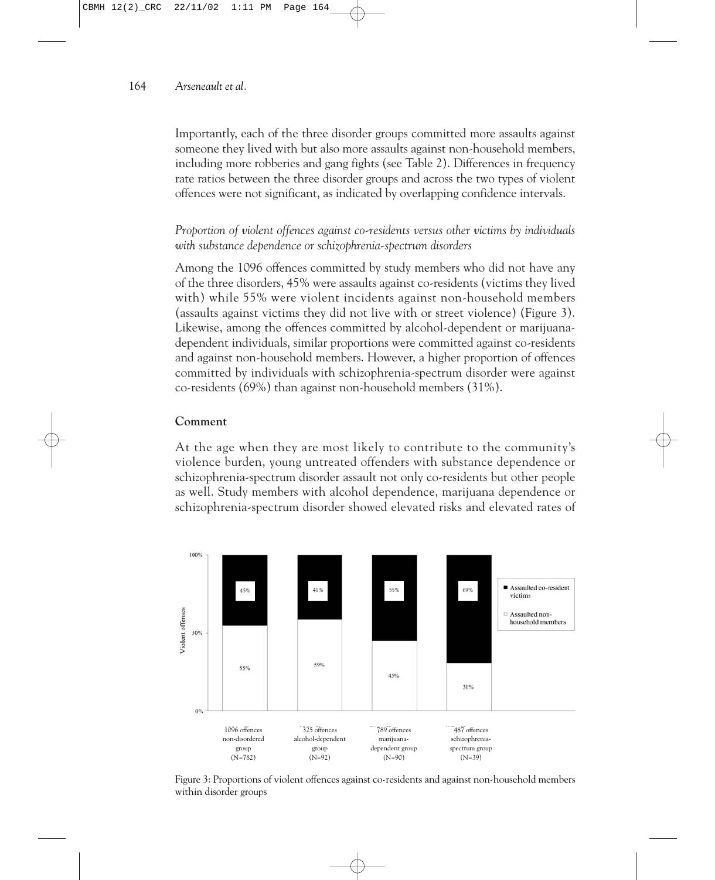Importantly, each of the three disorder groups committed more assaults against someone they lived with but also more assaults against non-household members, including more robberies and gang fights (see Table 2). Differences in frequency rate ratios between the three disorder groups and across the two types of violent offences were not significant, as indicated by overlapping confidence intervals.

*Proportion of violent offences against co-residents versus other victims by individuals with substance dependence or schizophrenia-spectrum disorders*

Among the 1096 offences committed by study members who did not have any of the three disorders, 45% were assaults against co-residents (victims they lived with) while 55% were violent incidents against non-household members (assaults against victims they did not live with or street violence) (Figure 3). Likewise, among the offences committed by alcohol-dependent or marijuana-dependent individuals, similar proportions were committed against co-residents and against non-household members. However, a higher proportion of offences committed by individuals with schizophrenia-spectrum disorder were against co-residents (69%) than against non-household members (31%).

## Comment

At the age when they are most likely to contribute to the community's violence burden, young untreated offenders with substance dependence or schizophrenia-spectrum disorder assault not only co-residents but other people as well. Study members with alcohol dependence, marijuana dependence or schizophrenia-spectrum disorder showed elevated risks and elevated rates of

100%
50%
0%
Violent offenses

45%
55%
41%
59%
55%
45%
69%
31%

■ Assaulted co-resident victims
□ Assaulted non-household members

1096 offences non-disordered group (N=782)
325 offences alcohol-dependent group (N=92)
789 offences marijuana-dependent group (N=90)
487 offences schizophrenia-spectrum group (N=39)

Figure 3: Proportions of violent offences against co-residents and against non-household members within disorder groups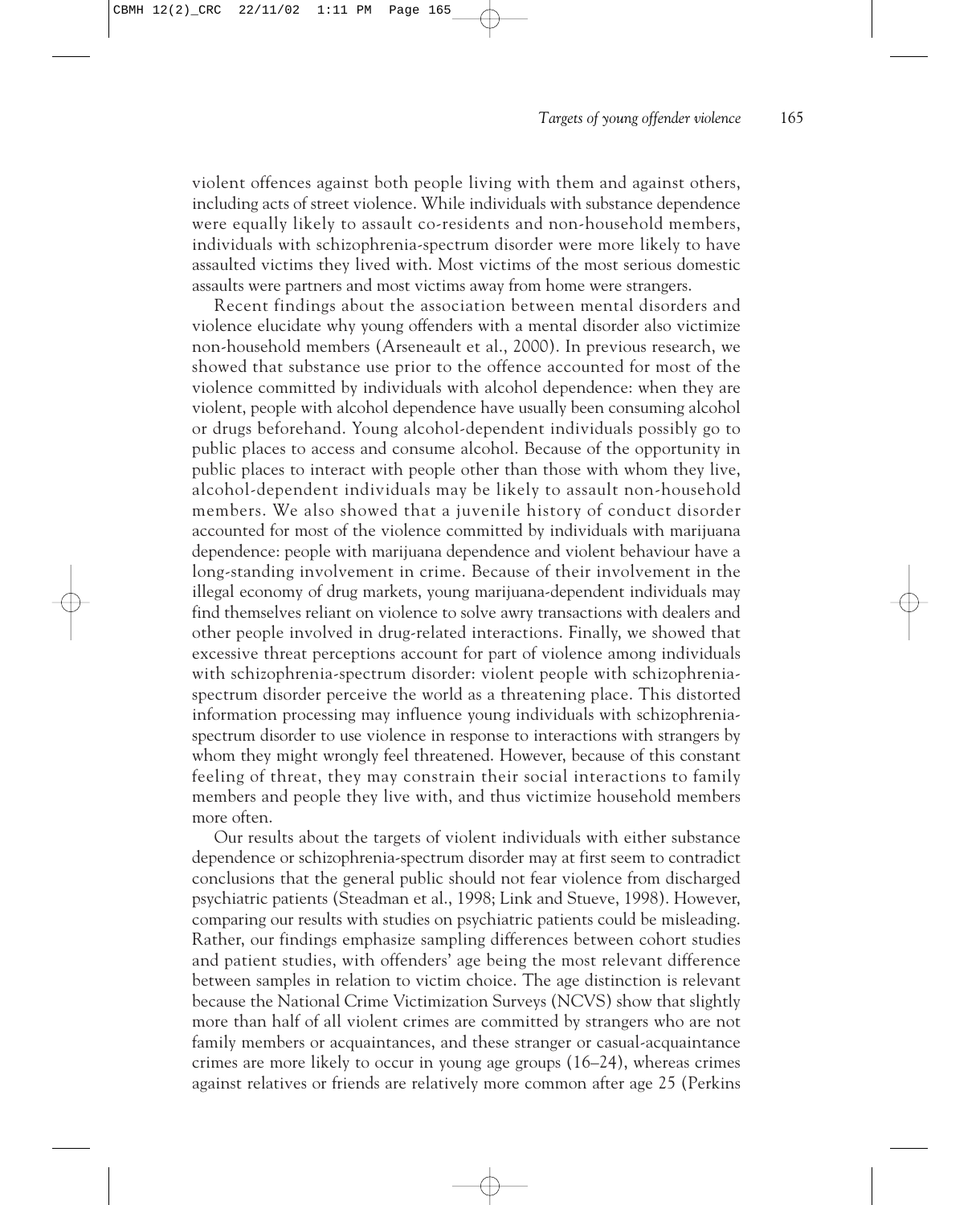violent offences against both people living with them and against others, including acts of street violence. While individuals with substance dependence were equally likely to assault co-residents and non-household members, individuals with schizophrenia-spectrum disorder were more likely to have assaulted victims they lived with. Most victims of the most serious domestic assaults were partners and most victims away from home were strangers.

Recent findings about the association between mental disorders and violence elucidate why young offenders with a mental disorder also victimize non-household members (Arseneault et al., 2000). In previous research, we showed that substance use prior to the offence accounted for most of the violence committed by individuals with alcohol dependence: when they are violent, people with alcohol dependence have usually been consuming alcohol or drugs beforehand. Young alcohol-dependent individuals possibly go to public places to access and consume alcohol. Because of the opportunity in public places to interact with people other than those with whom they live, alcohol-dependent individuals may be likely to assault non-household members. We also showed that a juvenile history of conduct disorder accounted for most of the violence committed by individuals with marijuana dependence: people with marijuana dependence and violent behaviour have a long-standing involvement in crime. Because of their involvement in the illegal economy of drug markets, young marijuana-dependent individuals may find themselves reliant on violence to solve awry transactions with dealers and other people involved in drug-related interactions. Finally, we showed that excessive threat perceptions account for part of violence among individuals with schizophrenia-spectrum disorder: violent people with schizophrenia-spectrum disorder perceive the world as a threatening place. This distorted information processing may influence young individuals with schizophrenia-spectrum disorder to use violence in response to interactions with strangers by whom they might wrongly feel threatened. However, because of this constant feeling of threat, they may constrain their social interactions to family members and people they live with, and thus victimize household members more often.

Our results about the targets of violent individuals with either substance dependence or schizophrenia-spectrum disorder may at first seem to contradict conclusions that the general public should not fear violence from discharged psychiatric patients (Steadman et al., 1998; Link and Stueve, 1998). However, comparing our results with studies on psychiatric patients could be misleading. Rather, our findings emphasize sampling differences between cohort studies and patient studies, with offenders' age being the most relevant difference between samples in relation to victim choice. The age distinction is relevant because the National Crime Victimization Surveys (NCVS) show that slightly more than half of all violent crimes are committed by strangers who are not family members or acquaintances, and these stranger or casual-acquaintance crimes are more likely to occur in young age groups (16–24), whereas crimes against relatives or friends are relatively more common after age 25 (Perkins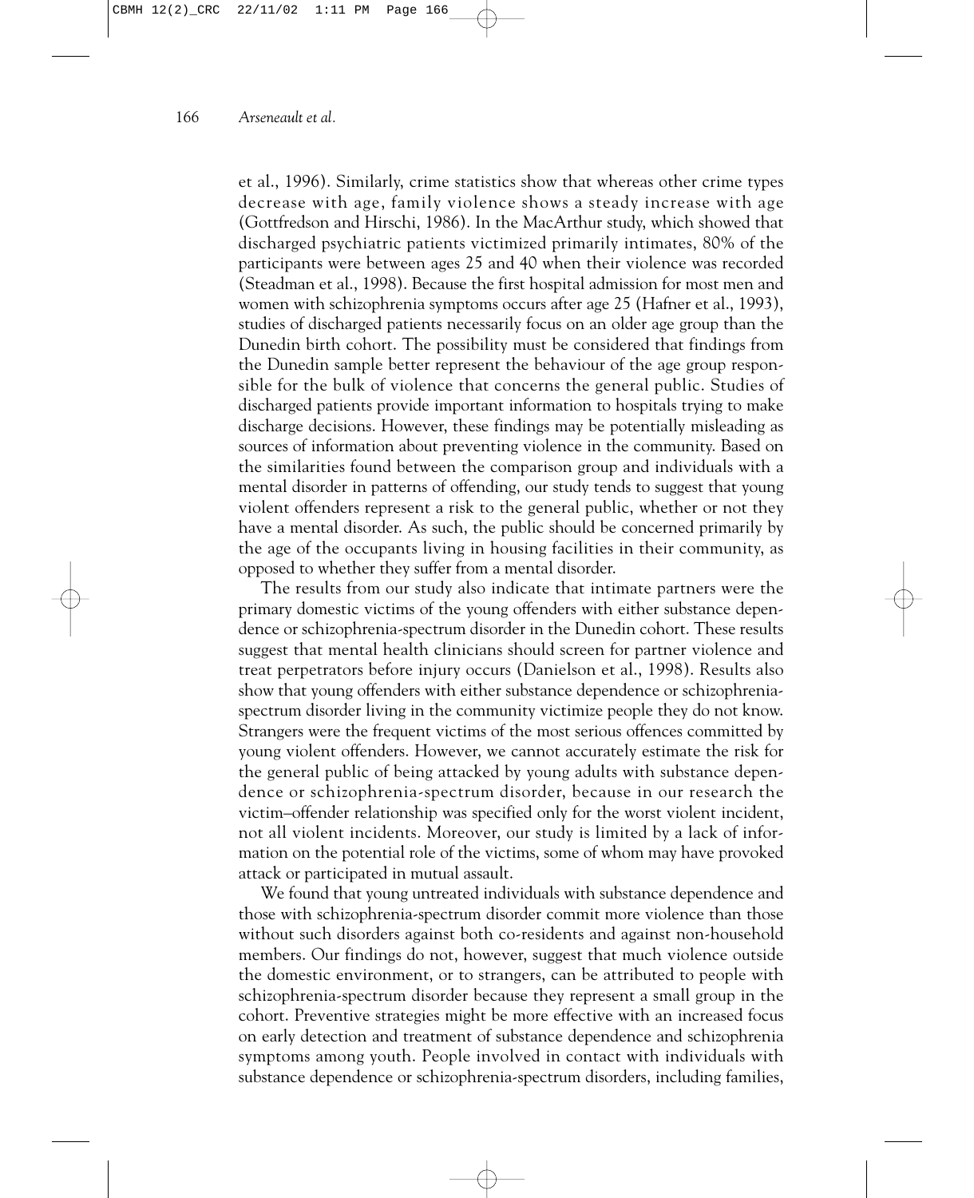et al., 1996). Similarly, crime statistics show that whereas other crime types decrease with age, family violence shows a steady increase with age (Gottfredson and Hirschi, 1986). In the MacArthur study, which showed that discharged psychiatric patients victimized primarily intimates, 80% of the participants were between ages 25 and 40 when their violence was recorded (Steadman et al., 1998). Because the first hospital admission for most men and women with schizophrenia symptoms occurs after age 25 (Hafner et al., 1993), studies of discharged patients necessarily focus on an older age group than the Dunedin birth cohort. The possibility must be considered that findings from the Dunedin sample better represent the behaviour of the age group responsible for the bulk of violence that concerns the general public. Studies of discharged patients provide important information to hospitals trying to make discharge decisions. However, these findings may be potentially misleading as sources of information about preventing violence in the community. Based on the similarities found between the comparison group and individuals with a mental disorder in patterns of offending, our study tends to suggest that young violent offenders represent a risk to the general public, whether or not they have a mental disorder. As such, the public should be concerned primarily by the age of the occupants living in housing facilities in their community, as opposed to whether they suffer from a mental disorder.

The results from our study also indicate that intimate partners were the primary domestic victims of the young offenders with either substance dependence or schizophrenia-spectrum disorder in the Dunedin cohort. These results suggest that mental health clinicians should screen for partner violence and treat perpetrators before injury occurs (Danielson et al., 1998). Results also show that young offenders with either substance dependence or schizophrenia-spectrum disorder living in the community victimize people they do not know. Strangers were the frequent victims of the most serious offences committed by young violent offenders. However, we cannot accurately estimate the risk for the general public of being attacked by young adults with substance dependence or schizophrenia-spectrum disorder, because in our research the victim–offender relationship was specified only for the worst violent incident, not all violent incidents. Moreover, our study is limited by a lack of information on the potential role of the victims, some of whom may have provoked attack or participated in mutual assault.

We found that young untreated individuals with substance dependence and those with schizophrenia-spectrum disorder commit more violence than those without such disorders against both co-residents and against non-household members. Our findings do not, however, suggest that much violence outside the domestic environment, or to strangers, can be attributed to people with schizophrenia-spectrum disorder because they represent a small group in the cohort. Preventive strategies might be more effective with an increased focus on early detection and treatment of substance dependence and schizophrenia symptoms among youth. People involved in contact with individuals with substance dependence or schizophrenia-spectrum disorders, including families,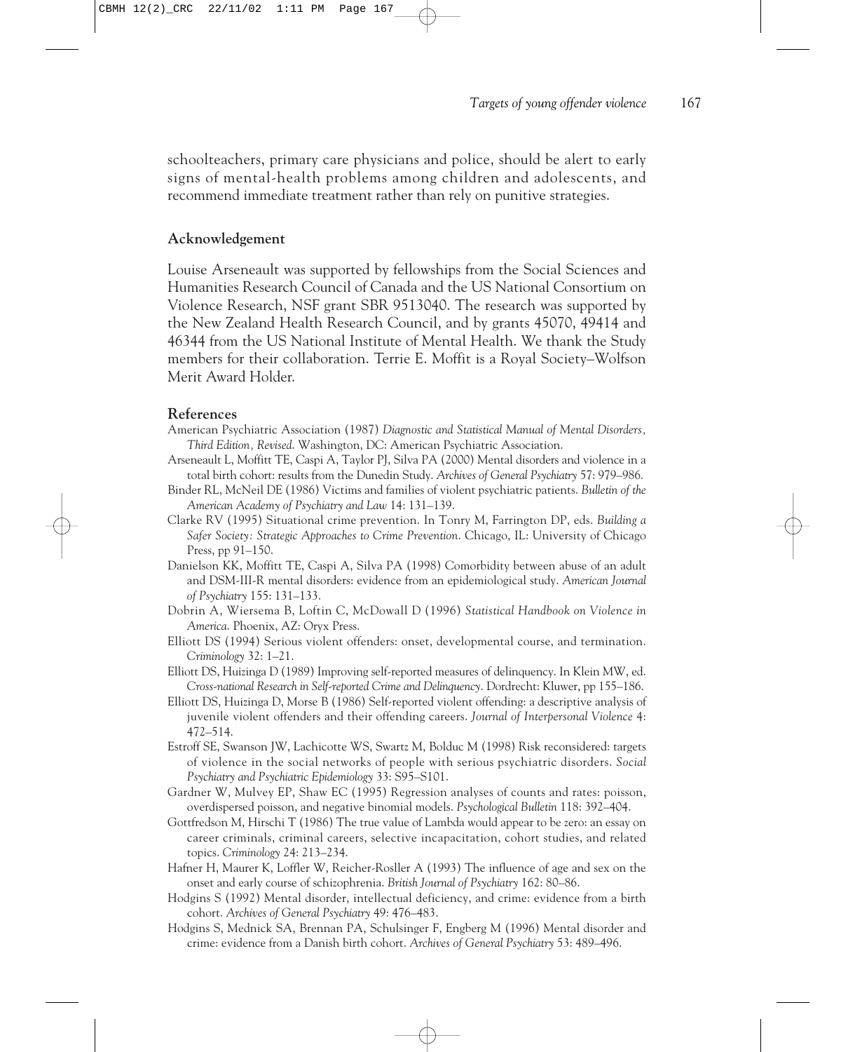schoolteachers, primary care physicians and police, should be alert to early signs of mental-health problems among children and adolescents, and recommend immediate treatment rather than rely on punitive strategies.

## Acknowledgement

Louise Arseneault was supported by fellowships from the Social Sciences and Humanities Research Council of Canada and the US National Consortium on Violence Research, NSF grant SBR 9513040. The research was supported by the New Zealand Health Research Council, and by grants 45070, 49414 and 46344 from the US National Institute of Mental Health. We thank the Study members for their collaboration. Terrie E. Moffit is a Royal Society–Wolfson Merit Award Holder.

## References

American Psychiatric Association (1987) *Diagnostic and Statistical Manual of Mental Disorders, Third Edition, Revised*. Washington, DC: American Psychiatric Association.

Arseneault L, Moffitt TE, Caspi A, Taylor PJ, Silva PA (2000) Mental disorders and violence in a total birth cohort: results from the Dunedin Study. *Archives of General Psychiatry* 57: 979–986.

Binder RL, McNeil DE (1986) Victims and families of violent psychiatric patients. *Bulletin of the American Academy of Psychiatry and Law* 14: 131–139.

Clarke RV (1995) Situational crime prevention. In Tonry M, Farrington DP, eds. *Building a Safer Society: Strategic Approaches to Crime Prevention*. Chicago, IL: University of Chicago Press, pp 91–150.

Danielson KK, Moffitt TE, Caspi A, Silva PA (1998) Comorbidity between abuse of an adult and DSM-III-R mental disorders: evidence from an epidemiological study. *American Journal of Psychiatry* 155: 131–133.

Dobrin A, Wiersema B, Loftin C, McDowall D (1996) *Statistical Handbook on Violence in America*. Phoenix, AZ: Oryx Press.

Elliott DS (1994) Serious violent offenders: onset, developmental course, and termination. *Criminology* 32: 1–21.

Elliott DS, Huizinga D (1989) Improving self-reported measures of delinquency. In Klein MW, ed. *Cross-national Research in Self-reported Crime and Delinquency*. Dordrecht: Kluwer, pp 155–186.

Elliott DS, Huizinga D, Morse B (1986) Self-reported violent offending: a descriptive analysis of juvenile violent offenders and their offending careers. *Journal of Interpersonal Violence* 4: 472–514.

Estroff SE, Swanson JW, Lachicotte WS, Swartz M, Bolduc M (1998) Risk reconsidered: targets of violence in the social networks of people with serious psychiatric disorders. *Social Psychiatry and Psychiatric Epidemiology* 33: S95–S101.

Gardner W, Mulvey EP, Shaw EC (1995) Regression analyses of counts and rates: poisson, overdispersed poisson, and negative binomial models. *Psychological Bulletin* 118: 392–404.

Gottfredson M, Hirschi T (1986) The true value of Lambda would appear to be zero: an essay on career criminals, criminal careers, selective incapacitation, cohort studies, and related topics. *Criminology* 24: 213–234.

Hafner H, Maurer K, Loffler W, Reicher-Rosller A (1993) The influence of age and sex on the onset and early course of schizophrenia. *British Journal of Psychiatry* 162: 80–86.

Hodgins S (1992) Mental disorder, intellectual deficiency, and crime: evidence from a birth cohort. *Archives of General Psychiatry* 49: 476–483.

Hodgins S, Mednick SA, Brennan PA, Schulsinger F, Engberg M (1996) Mental disorder and crime: evidence from a Danish birth cohort. *Archives of General Psychiatry* 53: 489–496.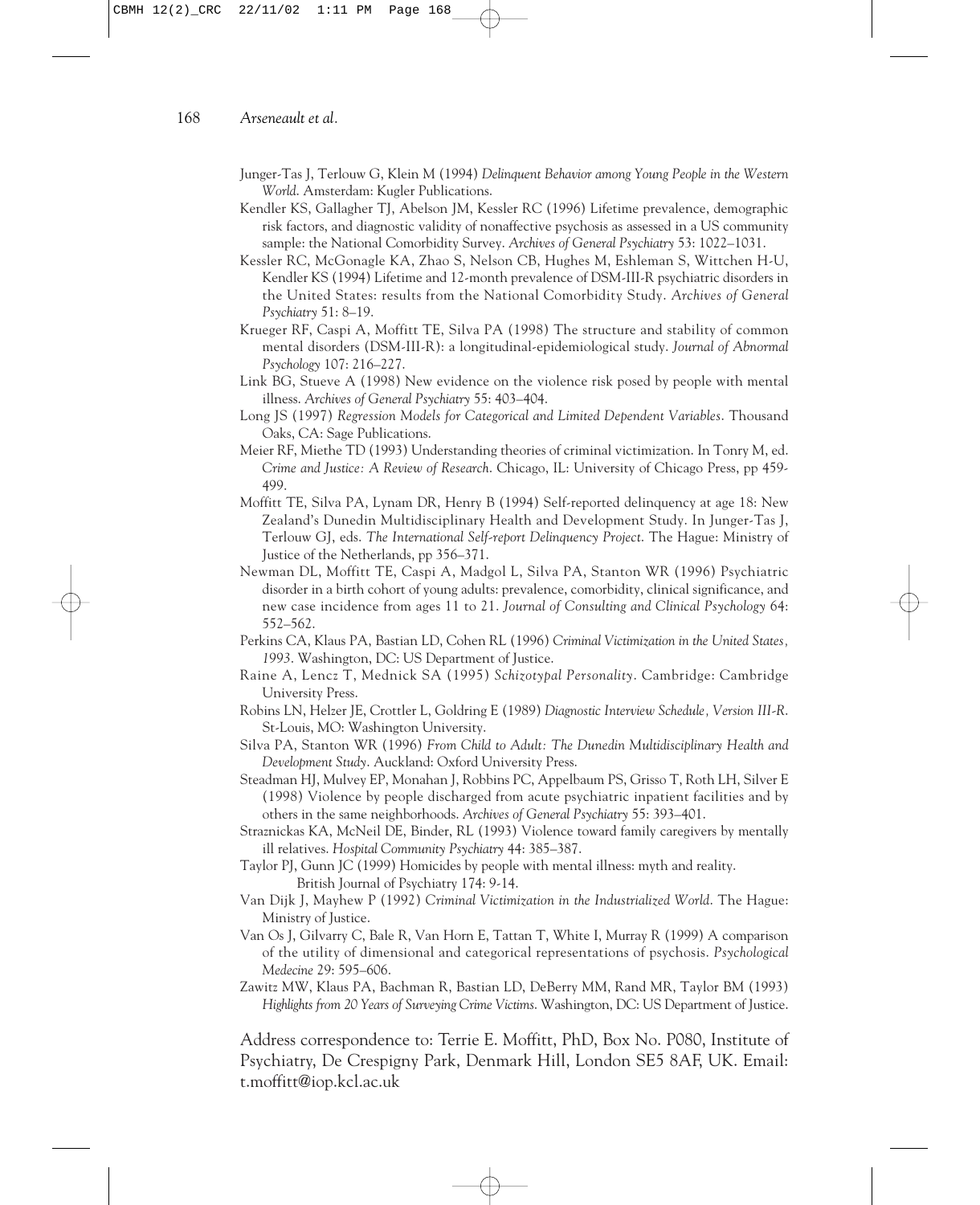Junger-Tas J, Terlouw G, Klein M (1994) *Delinquent Behavior among Young People in the Western World*. Amsterdam: Kugler Publications.

Kendler KS, Gallagher TJ, Abelson JM, Kessler RC (1996) Lifetime prevalence, demographic risk factors, and diagnostic validity of nonaffective psychosis as assessed in a US community sample: the National Comorbidity Survey. *Archives of General Psychiatry* 53: 1022–1031.

Kessler RC, McGonagle KA, Zhao S, Nelson CB, Hughes M, Eshleman S, Wittchen H-U, Kendler KS (1994) Lifetime and 12-month prevalence of DSM-III-R psychiatric disorders in the United States: results from the National Comorbidity Study. *Archives of General Psychiatry* 51: 8–19.

Krueger RF, Caspi A, Moffitt TE, Silva PA (1998) The structure and stability of common mental disorders (DSM-III-R): a longitudinal-epidemiological study. *Journal of Abnormal Psychology* 107: 216–227.

Link BG, Stueve A (1998) New evidence on the violence risk posed by people with mental illness. *Archives of General Psychiatry* 55: 403–404.

Long JS (1997) *Regression Models for Categorical and Limited Dependent Variables*. Thousand Oaks, CA: Sage Publications.

Meier RF, Miethe TD (1993) Understanding theories of criminal victimization. In Tonry M, ed. *Crime and Justice: A Review of Research*. Chicago, IL: University of Chicago Press, pp 459-499.

Moffitt TE, Silva PA, Lynam DR, Henry B (1994) Self-reported delinquency at age 18: New Zealand's Dunedin Multidisciplinary Health and Development Study. In Junger-Tas J, Terlouw GJ, eds. *The International Self-report Delinquency Project*. The Hague: Ministry of Justice of the Netherlands, pp 356–371.

Newman DL, Moffitt TE, Caspi A, Madgol L, Silva PA, Stanton WR (1996) Psychiatric disorder in a birth cohort of young adults: prevalence, comorbidity, clinical significance, and new case incidence from ages 11 to 21. *Journal of Consulting and Clinical Psychology* 64: 552–562.

Perkins CA, Klaus PA, Bastian LD, Cohen RL (1996) *Criminal Victimization in the United States, 1993*. Washington, DC: US Department of Justice.

Raine A, Lencz T, Mednick SA (1995) *Schizotypal Personality*. Cambridge: Cambridge University Press.

Robins LN, Helzer JE, Crottler L, Goldring E (1989) *Diagnostic Interview Schedule, Version III-R*. St-Louis, MO: Washington University.

Silva PA, Stanton WR (1996) *From Child to Adult: The Dunedin Multidisciplinary Health and Development Study*. Auckland: Oxford University Press.

Steadman HJ, Mulvey EP, Monahan J, Robbins PC, Appelbaum PS, Grisso T, Roth LH, Silver E (1998) Violence by people discharged from acute psychiatric inpatient facilities and by others in the same neighborhoods. *Archives of General Psychiatry* 55: 393–401.

Straznickas KA, McNeil DE, Binder, RL (1993) Violence toward family caregivers by mentally ill relatives. *Hospital Community Psychiatry* 44: 385–387.

Taylor PJ, Gunn JC (1999) Homicides by people with mental illness: myth and reality. British Journal of Psychiatry 174: 9-14.

Van Dijk J, Mayhew P (1992) *Criminal Victimization in the Industrialized World*. The Hague: Ministry of Justice.

Van Os J, Gilvarry C, Bale R, Van Horn E, Tattan T, White I, Murray R (1999) A comparison of the utility of dimensional and categorical representations of psychosis. *Psychological Medecine* 29: 595–606.

Zawitz MW, Klaus PA, Bachman R, Bastian LD, DeBerry MM, Rand MR, Taylor BM (1993) *Highlights from 20 Years of Surveying Crime Victims*. Washington, DC: US Department of Justice.

Address correspondence to: Terrie E. Moffitt, PhD, Box No. P080, Institute of Psychiatry, De Crespigny Park, Denmark Hill, London SE5 8AF, UK. Email: t.moffitt@iop.kcl.ac.uk